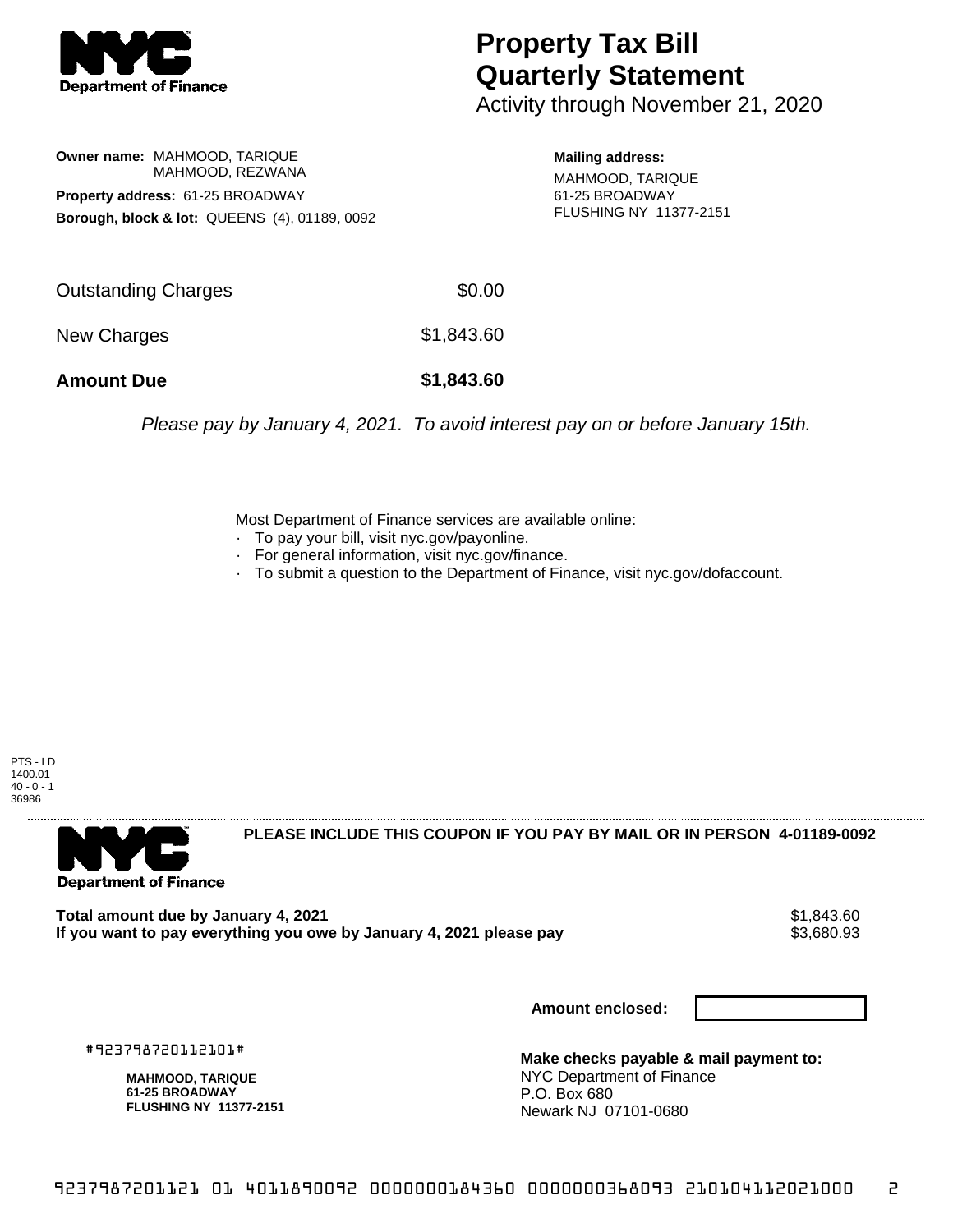# Property Tax Bill Quarterly Statement

Activity through November 21, 2020

**Owner name:** MAHMOOD, TARIQUE
MAHMOOD, REZWANA

**Property address:** 61-25 BROADWAY

**Borough, block & lot:** QUEENS (4), 01189, 0092

**Mailing address:**
MAHMOOD, TARIQUE
61-25 BROADWAY
FLUSHING NY 11377-2151

| | |
|---|---|
| Outstanding Charges | $0.00 |
| New Charges | $1,843.60 |
| **Amount Due** | **$1,843.60** |

*Please pay by January 4, 2021. To avoid interest pay on or before January 15th.*

Most Department of Finance services are available online:

- To pay your bill, visit nyc.gov/payonline.
- For general information, visit nyc.gov/finance.
- To submit a question to the Department of Finance, visit nyc.gov/dofaccount.

PTS - LD
1400.01
40 - 0 - 1
36986

**PLEASE INCLUDE THIS COUPON IF YOU PAY BY MAIL OR IN PERSON 4-01189-0092**

| | |
|---|---|
| **Total amount due by January 4, 2021** | $1,843.60 |
| **If you want to pay everything you owe by January 4, 2021 please pay** | $3,680.93 |

**Amount enclosed:**

#923798720112101#

**MAHMOOD, TARIQUE**
**61-25 BROADWAY**
**FLUSHING NY 11377-2151**

**Make checks payable & mail payment to:**
NYC Department of Finance
P.O. Box 680
Newark NJ 07101-0680

9237987201121 01 4011890092 0000000184360 0000000368093 210104112021000 2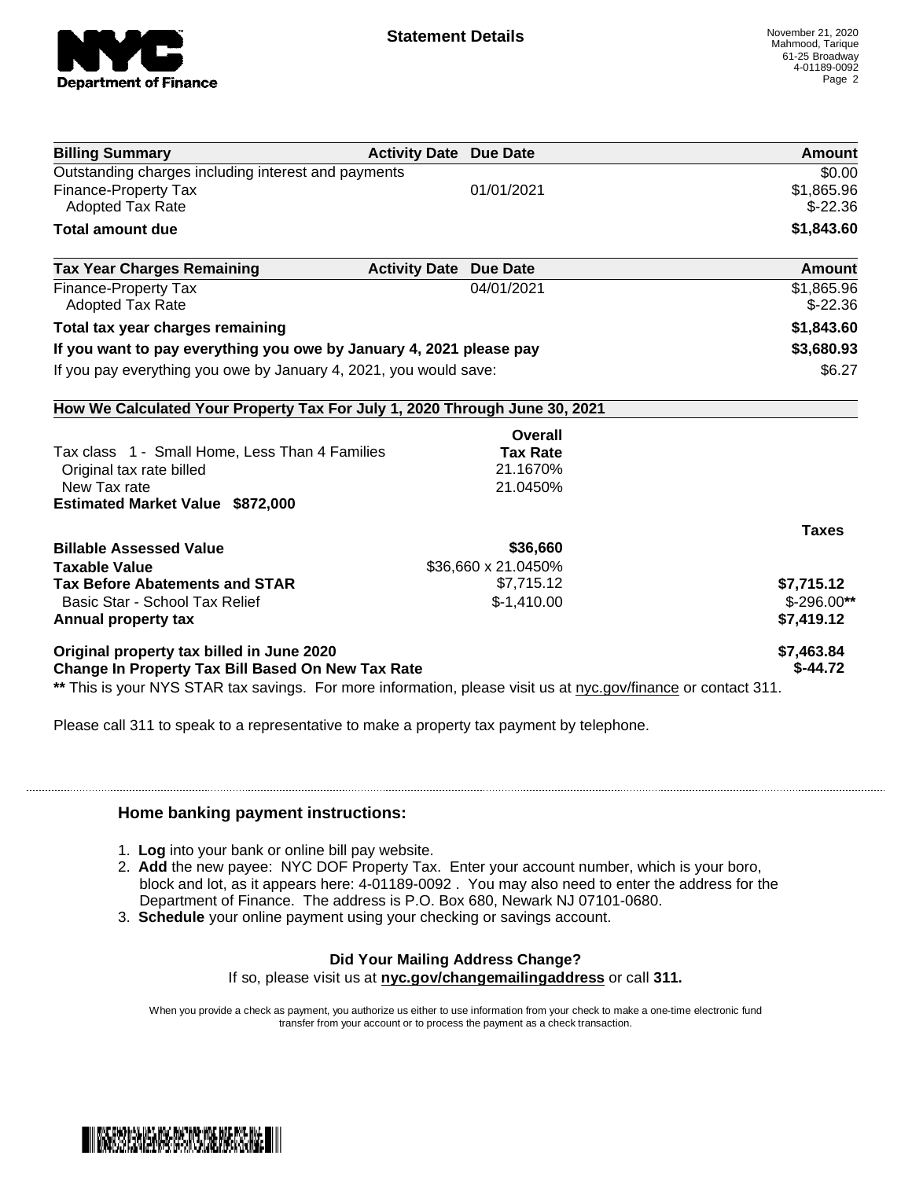# Statement Details

November 21, 2020
Mahmood, Tarique
61-25 Broadway
4-01189-0092

| Billing Summary | Activity Date | Due Date | Amount |
|---|---|---|---|
| Outstanding charges including interest and payments | | | $0.00 |
| Finance-Property Tax | | 01/01/2021 | $1,865.96 |
| Adopted Tax Rate | | | $-22.36 |
| **Total amount due** | | | **$1,843.60** |

| Tax Year Charges Remaining | Activity Date | Due Date | Amount |
|---|---|---|---|
| Finance-Property Tax | | 04/01/2021 | $1,865.96 |
| Adopted Tax Rate | | | $-22.36 |
| **Total tax year charges remaining** | | | **$1,843.60** |
| **If you want to pay everything you owe by January 4, 2021 please pay** | | | **$3,680.93** |
| If you pay everything you owe by January 4, 2021, you would save: | | | $6.27 |

**How We Calculated Your Property Tax For July 1, 2020 Through June 30, 2021**

| | Overall Tax Rate | Taxes |
|---|---|---|
| Tax class 1 - Small Home, Less Than 4 Families | | |
| Original tax rate billed | 21.1670% | |
| New Tax rate | 21.0450% | |
| **Estimated Market Value $872,000** | | |
| **Billable Assessed Value** | **$36,660** | |
| **Taxable Value** | $36,660 x 21.0450% | |
| **Tax Before Abatements and STAR** | $7,715.12 | **$7,715.12** |
| Basic Star - School Tax Relief | $-1,410.00 | $-296.00** |
| **Annual property tax** | | **$7,419.12** |
| **Original property tax billed in June 2020** | | **$7,463.84** |
| **Change In Property Tax Bill Based On New Tax Rate** | | **$-44.72** |

** This is your NYS STAR tax savings. For more information, please visit us at nyc.gov/finance or contact 311.

Please call 311 to speak to a representative to make a property tax payment by telephone.

## Home banking payment instructions:

1. **Log** into your bank or online bill pay website.
2. **Add** the new payee: NYC DOF Property Tax. Enter your account number, which is your boro, block and lot, as it appears here: 4-01189-0092 . You may also need to enter the address for the Department of Finance. The address is P.O. Box 680, Newark NJ 07101-0680.
3. **Schedule** your online payment using your checking or savings account.

**Did Your Mailing Address Change?**
If so, please visit us at **nyc.gov/changemailingaddress** or call **311.**

When you provide a check as payment, you authorize us either to use information from your check to make a one-time electronic fund transfer from your account or to process the payment as a check transaction.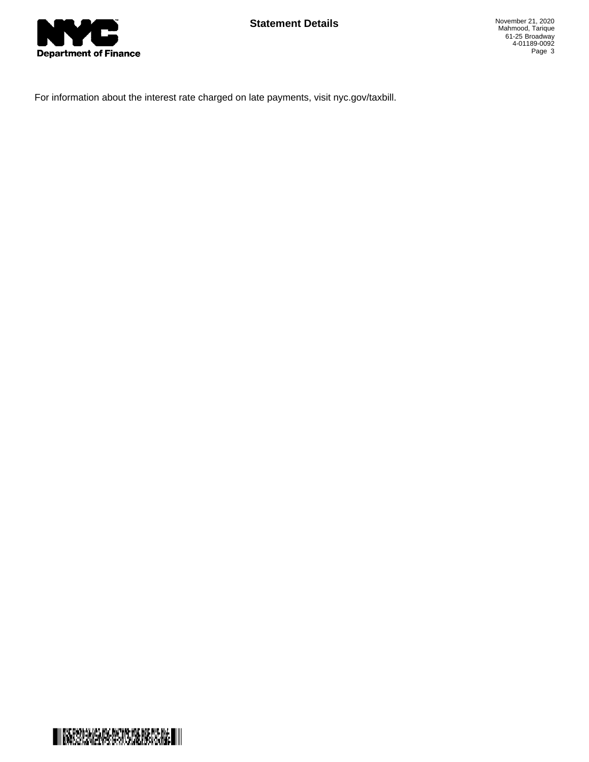For information about the interest rate charged on late payments, visit nyc.gov/taxbill.